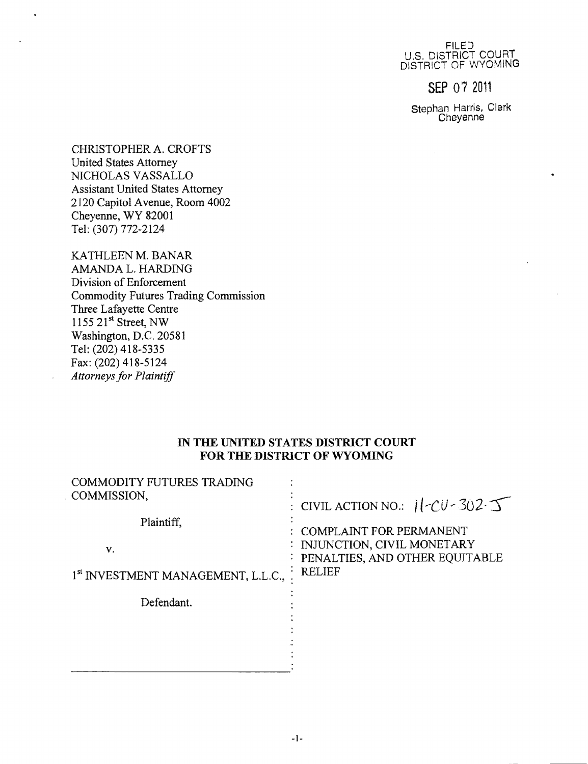FILED
U.S. DISTRICT COURT
DISTRICT OF WYOMING

SEP 07 2011

Stephan Harris, Clerk
Cheyenne

CHRISTOPHER A. CROFTS
United States Attorney
NICHOLAS VASSALLO
Assistant United States Attorney
2120 Capitol Avenue, Room 4002
Cheyenne, WY 82001
Tel: (307) 772-2124

KATHLEEN M. BANAR
AMANDA L. HARDING
Division of Enforcement
Commodity Futures Trading Commission
Three Lafayette Centre
1155 21st Street, NW
Washington, D.C. 20581
Tel: (202) 418-5335
Fax: (202) 418-5124
*Attorneys for Plaintiff*

**IN THE UNITED STATES DISTRICT COURT**
**FOR THE DISTRICT OF WYOMING**

| | |
|---|---|
| COMMODITY FUTURES TRADING COMMISSION, | CIVIL ACTION NO.: 11-CV-302-J |
| Plaintiff, | COMPLAINT FOR PERMANENT INJUNCTION, CIVIL MONETARY PENALTIES, AND OTHER EQUITABLE RELIEF |
| v. | |
| 1st INVESTMENT MANAGEMENT, L.L.C., | |
| Defendant. | |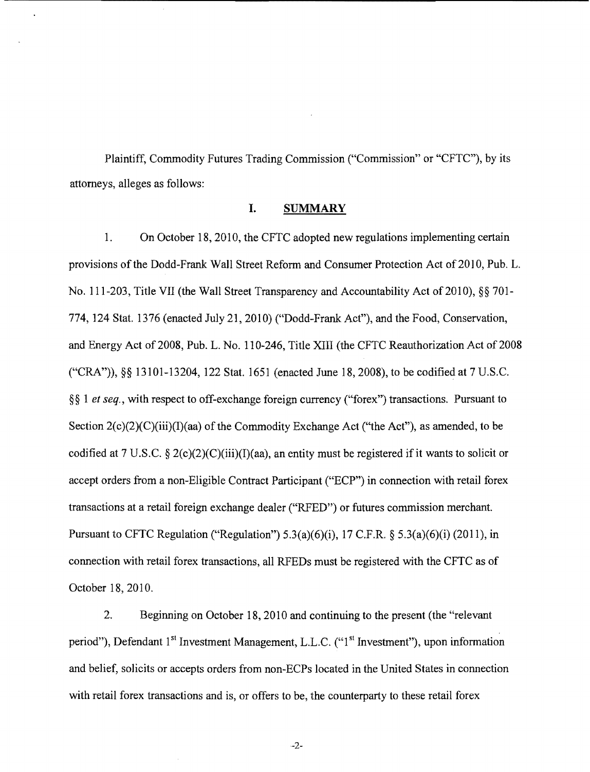Plaintiff, Commodity Futures Trading Commission ("Commission" or "CFTC"), by its attorneys, alleges as follows:

## I. SUMMARY

1. On October 18, 2010, the CFTC adopted new regulations implementing certain provisions of the Dodd-Frank Wall Street Reform and Consumer Protection Act of 2010, Pub. L. No. 111-203, Title VII (the Wall Street Transparency and Accountability Act of 2010), §§ 701-774, 124 Stat. 1376 (enacted July 21, 2010) ("Dodd-Frank Act"), and the Food, Conservation, and Energy Act of 2008, Pub. L. No. 110-246, Title XIII (the CFTC Reauthorization Act of 2008 ("CRA")), §§ 13101-13204, 122 Stat. 1651 (enacted June 18, 2008), to be codified at 7 U.S.C. §§ 1 *et seq.*, with respect to off-exchange foreign currency ("forex") transactions. Pursuant to Section 2(c)(2)(C)(iii)(I)(aa) of the Commodity Exchange Act ("the Act"), as amended, to be codified at 7 U.S.C. § 2(c)(2)(C)(iii)(I)(aa), an entity must be registered if it wants to solicit or accept orders from a non-Eligible Contract Participant ("ECP") in connection with retail forex transactions at a retail foreign exchange dealer ("RFED") or futures commission merchant. Pursuant to CFTC Regulation ("Regulation") 5.3(a)(6)(i), 17 C.F.R. § 5.3(a)(6)(i) (2011), in connection with retail forex transactions, all RFEDs must be registered with the CFTC as of October 18, 2010.

2. Beginning on October 18, 2010 and continuing to the present (the "relevant period"), Defendant 1st Investment Management, L.L.C. ("1st Investment"), upon information and belief, solicits or accepts orders from non-ECPs located in the United States in connection with retail forex transactions and is, or offers to be, the counterparty to these retail forex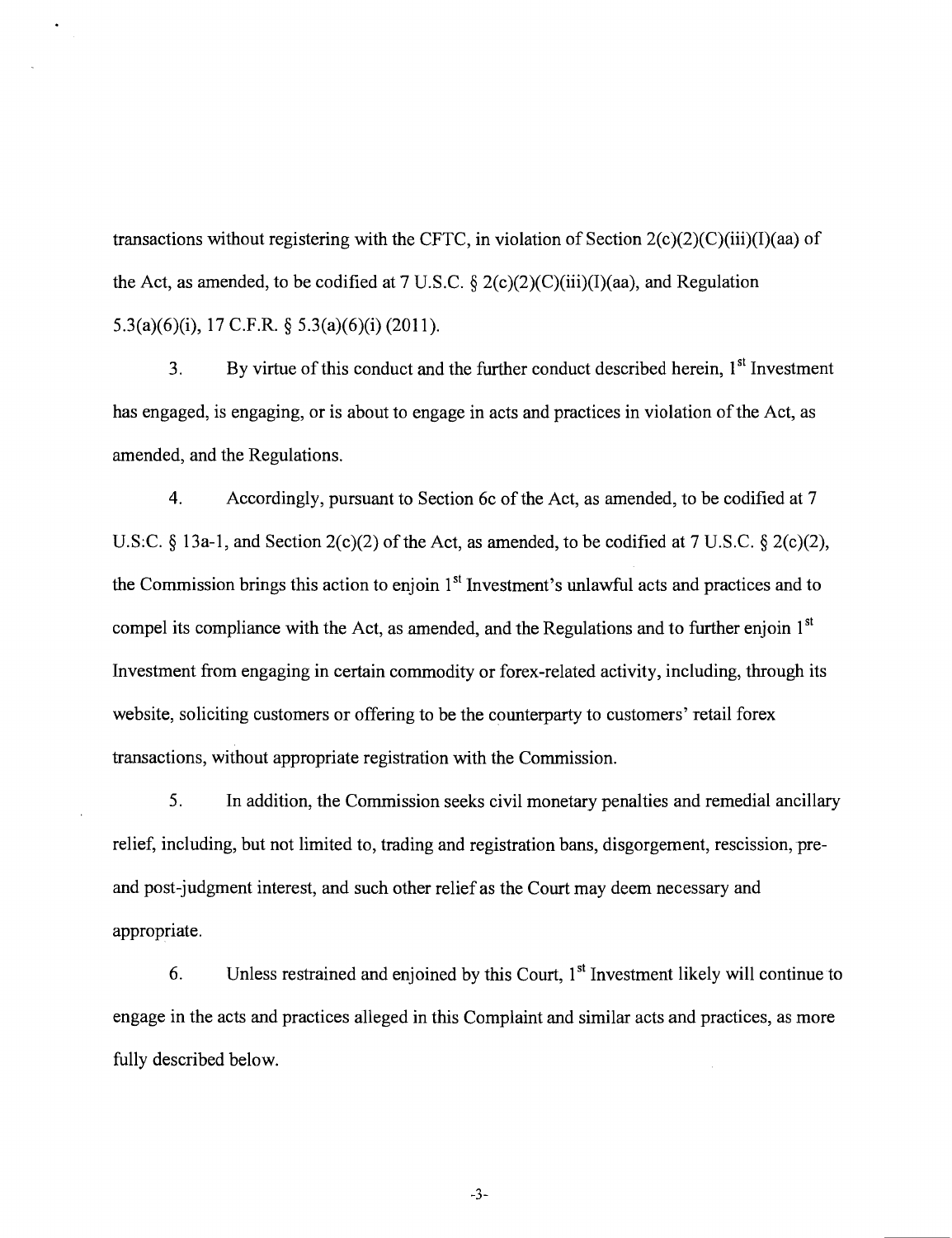transactions without registering with the CFTC, in violation of Section 2(c)(2)(C)(iii)(I)(aa) of the Act, as amended, to be codified at 7 U.S.C. § 2(c)(2)(C)(iii)(I)(aa), and Regulation 5.3(a)(6)(i), 17 C.F.R. § 5.3(a)(6)(i) (2011).

3. By virtue of this conduct and the further conduct described herein, 1st Investment has engaged, is engaging, or is about to engage in acts and practices in violation of the Act, as amended, and the Regulations.

4. Accordingly, pursuant to Section 6c of the Act, as amended, to be codified at 7 U.S.C. § 13a-1, and Section 2(c)(2) of the Act, as amended, to be codified at 7 U.S.C. § 2(c)(2), the Commission brings this action to enjoin 1st Investment's unlawful acts and practices and to compel its compliance with the Act, as amended, and the Regulations and to further enjoin 1st Investment from engaging in certain commodity or forex-related activity, including, through its website, soliciting customers or offering to be the counterparty to customers' retail forex transactions, without appropriate registration with the Commission.

5. In addition, the Commission seeks civil monetary penalties and remedial ancillary relief, including, but not limited to, trading and registration bans, disgorgement, rescission, pre- and post-judgment interest, and such other relief as the Court may deem necessary and appropriate.

6. Unless restrained and enjoined by this Court, 1st Investment likely will continue to engage in the acts and practices alleged in this Complaint and similar acts and practices, as more fully described below.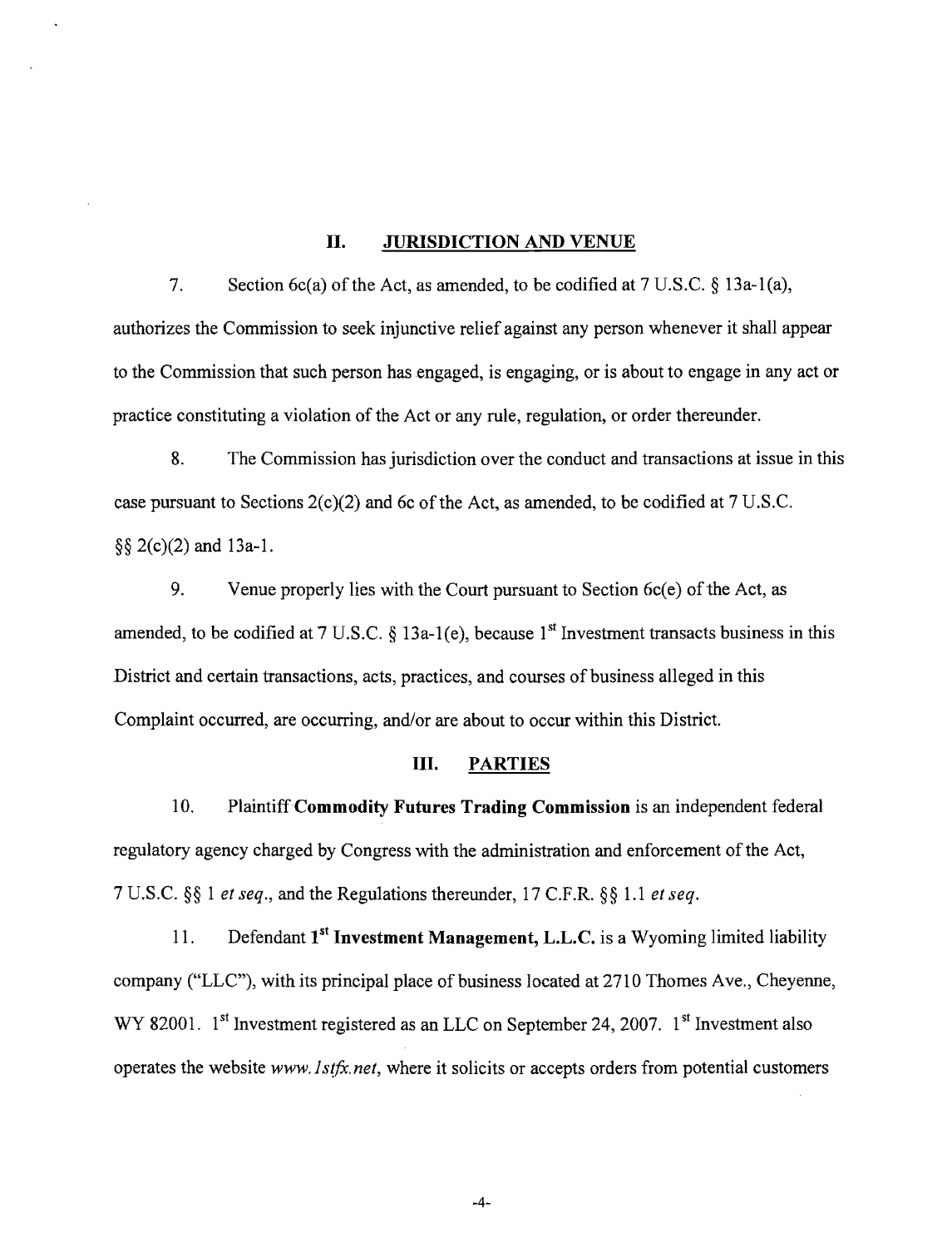## II. JURISDICTION AND VENUE

7. Section 6c(a) of the Act, as amended, to be codified at 7 U.S.C. § 13a-1(a), authorizes the Commission to seek injunctive relief against any person whenever it shall appear to the Commission that such person has engaged, is engaging, or is about to engage in any act or practice constituting a violation of the Act or any rule, regulation, or order thereunder.

8. The Commission has jurisdiction over the conduct and transactions at issue in this case pursuant to Sections 2(c)(2) and 6c of the Act, as amended, to be codified at 7 U.S.C. §§ 2(c)(2) and 13a-1.

9. Venue properly lies with the Court pursuant to Section 6c(e) of the Act, as amended, to be codified at 7 U.S.C. § 13a-1(e), because 1st Investment transacts business in this District and certain transactions, acts, practices, and courses of business alleged in this Complaint occurred, are occurring, and/or are about to occur within this District.

## III. PARTIES

10. Plaintiff **Commodity Futures Trading Commission** is an independent federal regulatory agency charged by Congress with the administration and enforcement of the Act, 7 U.S.C. §§ 1 *et seq.*, and the Regulations thereunder, 17 C.F.R. §§ 1.1 *et seq.*

11. Defendant **1st Investment Management, L.L.C.** is a Wyoming limited liability company ("LLC"), with its principal place of business located at 2710 Thomes Ave., Cheyenne, WY 82001. 1st Investment registered as an LLC on September 24, 2007. 1st Investment also operates the website *www.1stfx.net*, where it solicits or accepts orders from potential customers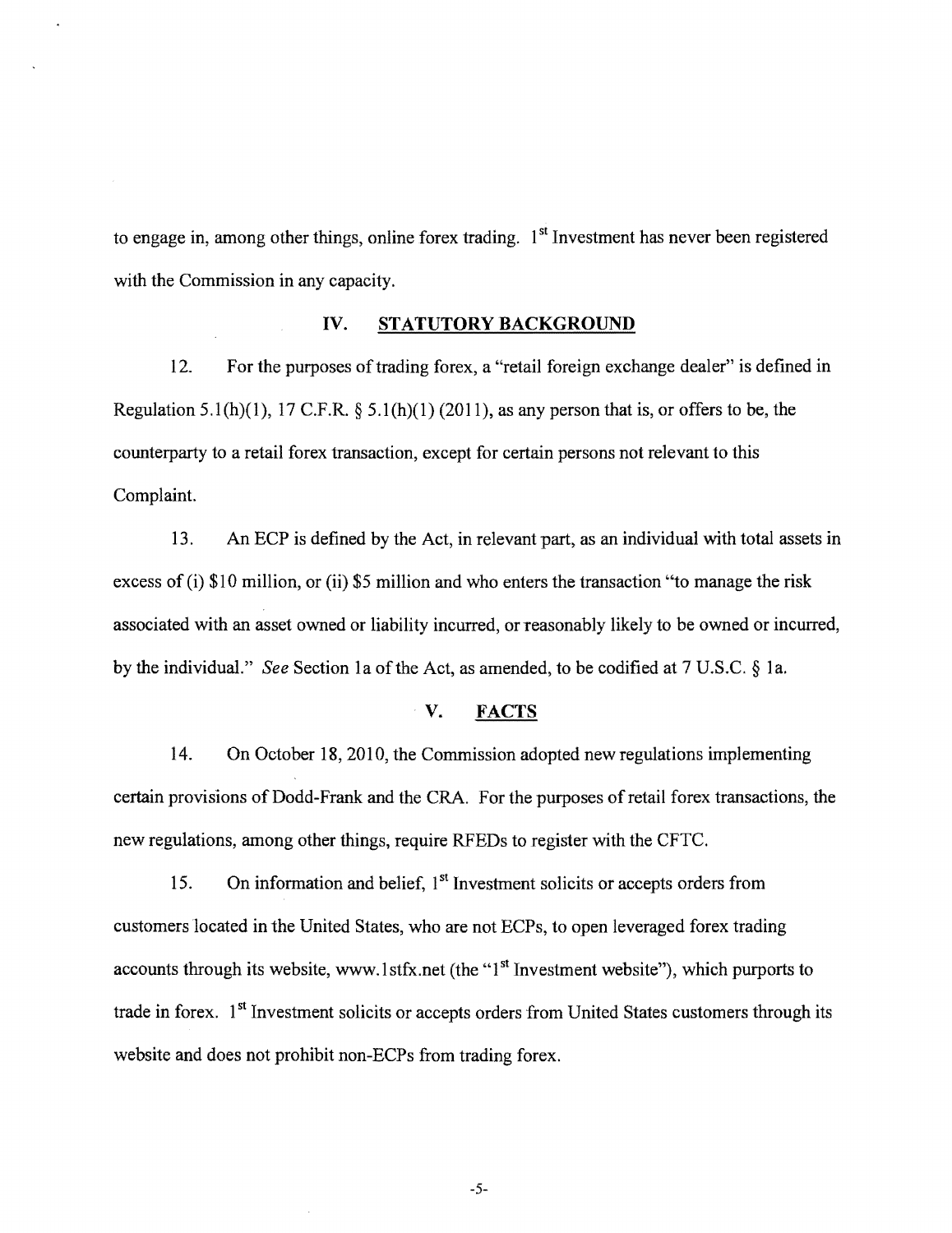to engage in, among other things, online forex trading. 1st Investment has never been registered with the Commission in any capacity.

## IV. STATUTORY BACKGROUND

12. For the purposes of trading forex, a "retail foreign exchange dealer" is defined in Regulation 5.1(h)(1), 17 C.F.R. § 5.1(h)(1) (2011), as any person that is, or offers to be, the counterparty to a retail forex transaction, except for certain persons not relevant to this Complaint.

13. An ECP is defined by the Act, in relevant part, as an individual with total assets in excess of (i) $10 million, or (ii) $5 million and who enters the transaction "to manage the risk associated with an asset owned or liability incurred, or reasonably likely to be owned or incurred, by the individual." *See* Section 1a of the Act, as amended, to be codified at 7 U.S.C. § 1a.

## V. FACTS

14. On October 18, 2010, the Commission adopted new regulations implementing certain provisions of Dodd-Frank and the CRA. For the purposes of retail forex transactions, the new regulations, among other things, require RFEDs to register with the CFTC.

15. On information and belief, 1st Investment solicits or accepts orders from customers located in the United States, who are not ECPs, to open leveraged forex trading accounts through its website, www.1stfx.net (the "1st Investment website"), which purports to trade in forex. 1st Investment solicits or accepts orders from United States customers through its website and does not prohibit non-ECPs from trading forex.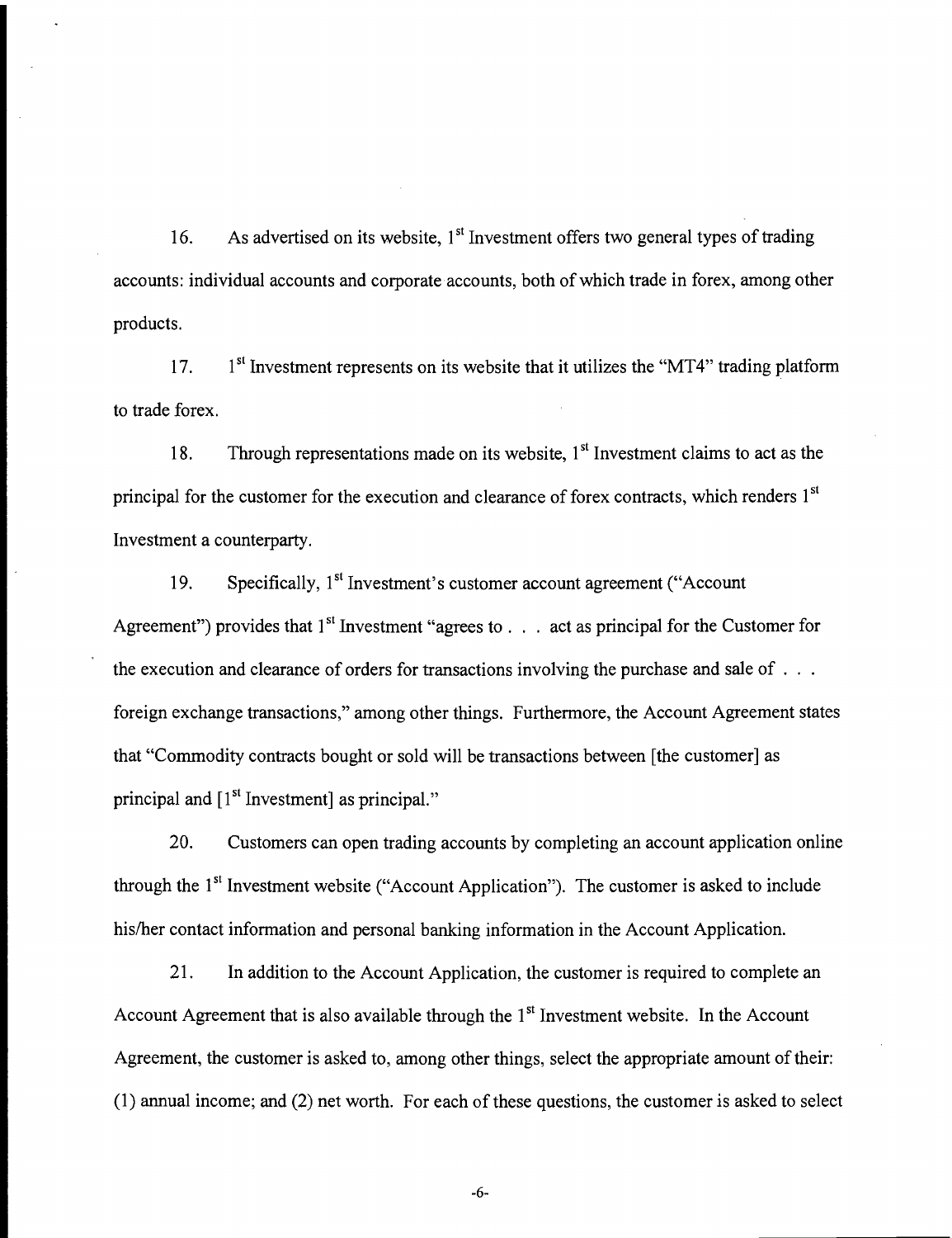16. As advertised on its website, 1st Investment offers two general types of trading accounts: individual accounts and corporate accounts, both of which trade in forex, among other products.

17. 1st Investment represents on its website that it utilizes the "MT4" trading platform to trade forex.

18. Through representations made on its website, 1st Investment claims to act as the principal for the customer for the execution and clearance of forex contracts, which renders 1st Investment a counterparty.

19. Specifically, 1st Investment's customer account agreement ("Account Agreement") provides that 1st Investment "agrees to . . . act as principal for the Customer for the execution and clearance of orders for transactions involving the purchase and sale of . . . foreign exchange transactions," among other things. Furthermore, the Account Agreement states that "Commodity contracts bought or sold will be transactions between [the customer] as principal and [1st Investment] as principal."

20. Customers can open trading accounts by completing an account application online through the 1st Investment website ("Account Application"). The customer is asked to include his/her contact information and personal banking information in the Account Application.

21. In addition to the Account Application, the customer is required to complete an Account Agreement that is also available through the 1st Investment website. In the Account Agreement, the customer is asked to, among other things, select the appropriate amount of their: (1) annual income; and (2) net worth. For each of these questions, the customer is asked to select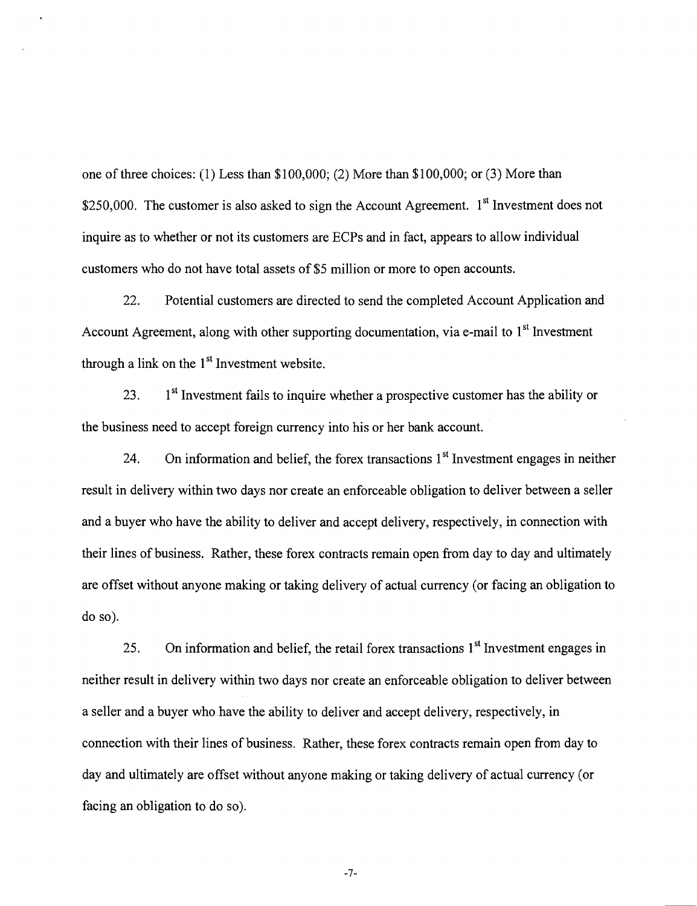one of three choices: (1) Less than $100,000; (2) More than $100,000; or (3) More than $250,000. The customer is also asked to sign the Account Agreement. 1st Investment does not inquire as to whether or not its customers are ECPs and in fact, appears to allow individual customers who do not have total assets of $5 million or more to open accounts.

22. Potential customers are directed to send the completed Account Application and Account Agreement, along with other supporting documentation, via e-mail to 1st Investment through a link on the 1st Investment website.

23. 1st Investment fails to inquire whether a prospective customer has the ability or the business need to accept foreign currency into his or her bank account.

24. On information and belief, the forex transactions 1st Investment engages in neither result in delivery within two days nor create an enforceable obligation to deliver between a seller and a buyer who have the ability to deliver and accept delivery, respectively, in connection with their lines of business. Rather, these forex contracts remain open from day to day and ultimately are offset without anyone making or taking delivery of actual currency (or facing an obligation to do so).

25. On information and belief, the retail forex transactions 1st Investment engages in neither result in delivery within two days nor create an enforceable obligation to deliver between a seller and a buyer who have the ability to deliver and accept delivery, respectively, in connection with their lines of business. Rather, these forex contracts remain open from day to day and ultimately are offset without anyone making or taking delivery of actual currency (or facing an obligation to do so).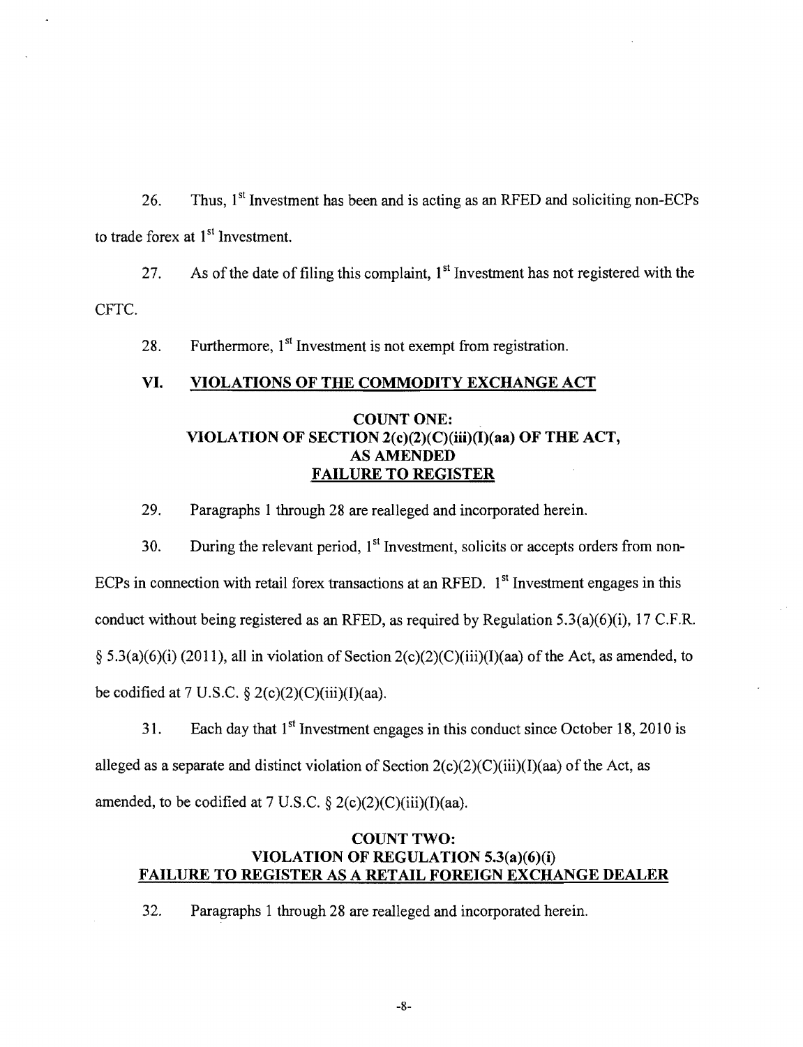26. Thus, 1st Investment has been and is acting as an RFED and soliciting non-ECPs to trade forex at 1st Investment.

27. As of the date of filing this complaint, 1st Investment has not registered with the CFTC.

28. Furthermore, 1st Investment is not exempt from registration.

## VI. VIOLATIONS OF THE COMMODITY EXCHANGE ACT

### COUNT ONE: VIOLATION OF SECTION 2(c)(2)(C)(iii)(I)(aa) OF THE ACT, AS AMENDED FAILURE TO REGISTER

29. Paragraphs 1 through 28 are realleged and incorporated herein.

30. During the relevant period, 1st Investment, solicits or accepts orders from non-ECPs in connection with retail forex transactions at an RFED. 1st Investment engages in this conduct without being registered as an RFED, as required by Regulation 5.3(a)(6)(i), 17 C.F.R. § 5.3(a)(6)(i) (2011), all in violation of Section 2(c)(2)(C)(iii)(I)(aa) of the Act, as amended, to be codified at 7 U.S.C. § 2(c)(2)(C)(iii)(I)(aa).

31. Each day that 1st Investment engages in this conduct since October 18, 2010 is alleged as a separate and distinct violation of Section 2(c)(2)(C)(iii)(I)(aa) of the Act, as amended, to be codified at 7 U.S.C. § 2(c)(2)(C)(iii)(I)(aa).

### COUNT TWO: VIOLATION OF REGULATION 5.3(a)(6)(i) FAILURE TO REGISTER AS A RETAIL FOREIGN EXCHANGE DEALER

32. Paragraphs 1 through 28 are realleged and incorporated herein.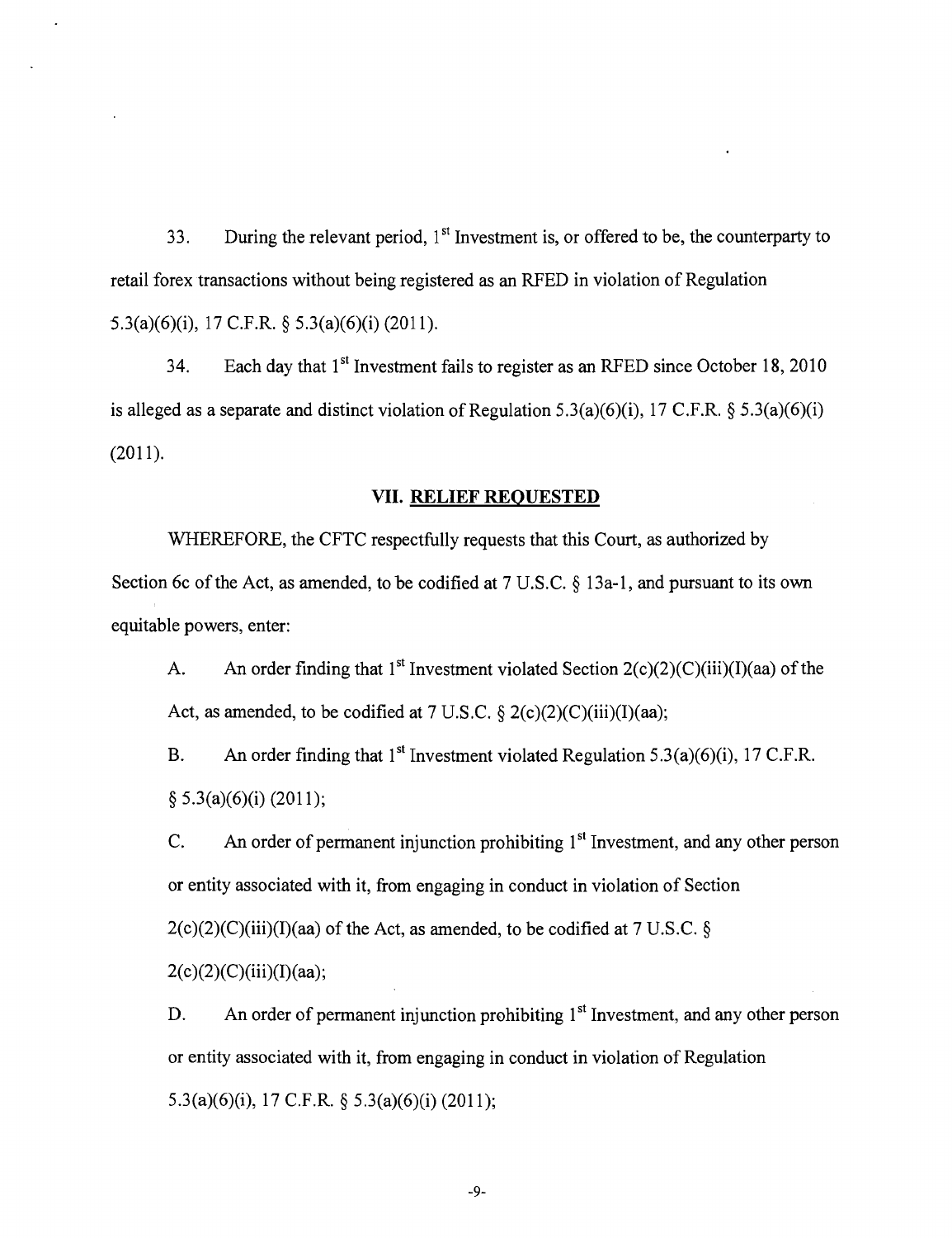33. During the relevant period, 1st Investment is, or offered to be, the counterparty to retail forex transactions without being registered as an RFED in violation of Regulation 5.3(a)(6)(i), 17 C.F.R. § 5.3(a)(6)(i) (2011).

34. Each day that 1st Investment fails to register as an RFED since October 18, 2010 is alleged as a separate and distinct violation of Regulation 5.3(a)(6)(i), 17 C.F.R. § 5.3(a)(6)(i) (2011).

## VII. RELIEF REQUESTED

WHEREFORE, the CFTC respectfully requests that this Court, as authorized by Section 6c of the Act, as amended, to be codified at 7 U.S.C. § 13a-1, and pursuant to its own equitable powers, enter:

A. An order finding that 1st Investment violated Section 2(c)(2)(C)(iii)(I)(aa) of the Act, as amended, to be codified at 7 U.S.C. § 2(c)(2)(C)(iii)(I)(aa);

B. An order finding that 1st Investment violated Regulation 5.3(a)(6)(i), 17 C.F.R. § 5.3(a)(6)(i) (2011);

C. An order of permanent injunction prohibiting 1st Investment, and any other person or entity associated with it, from engaging in conduct in violation of Section 2(c)(2)(C)(iii)(I)(aa) of the Act, as amended, to be codified at 7 U.S.C. § 2(c)(2)(C)(iii)(I)(aa);

D. An order of permanent injunction prohibiting 1st Investment, and any other person or entity associated with it, from engaging in conduct in violation of Regulation 5.3(a)(6)(i), 17 C.F.R. § 5.3(a)(6)(i) (2011);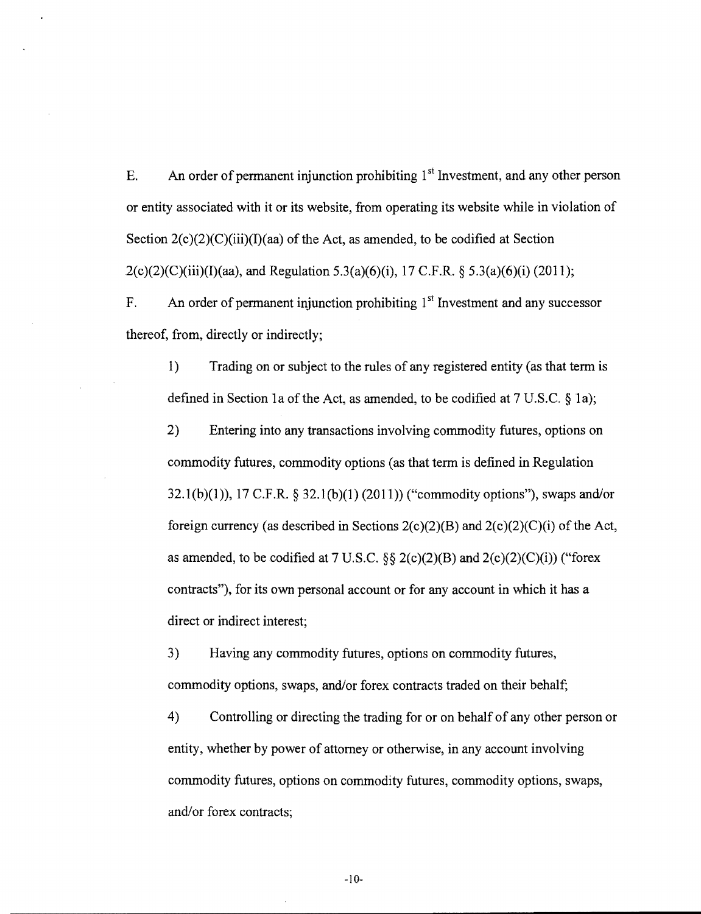E. An order of permanent injunction prohibiting 1st Investment, and any other person or entity associated with it or its website, from operating its website while in violation of Section 2(c)(2)(C)(iii)(I)(aa) of the Act, as amended, to be codified at Section 2(c)(2)(C)(iii)(I)(aa), and Regulation 5.3(a)(6)(i), 17 C.F.R. § 5.3(a)(6)(i) (2011);

F. An order of permanent injunction prohibiting 1st Investment and any successor thereof, from, directly or indirectly;

1) Trading on or subject to the rules of any registered entity (as that term is defined in Section 1a of the Act, as amended, to be codified at 7 U.S.C. § 1a);

2) Entering into any transactions involving commodity futures, options on commodity futures, commodity options (as that term is defined in Regulation 32.1(b)(1)), 17 C.F.R. § 32.1(b)(1) (2011)) ("commodity options"), swaps and/or foreign currency (as described in Sections 2(c)(2)(B) and 2(c)(2)(C)(i) of the Act, as amended, to be codified at 7 U.S.C. §§ 2(c)(2)(B) and 2(c)(2)(C)(i)) ("forex contracts"), for its own personal account or for any account in which it has a direct or indirect interest;

3) Having any commodity futures, options on commodity futures, commodity options, swaps, and/or forex contracts traded on their behalf;

4) Controlling or directing the trading for or on behalf of any other person or entity, whether by power of attorney or otherwise, in any account involving commodity futures, options on commodity futures, commodity options, swaps, and/or forex contracts;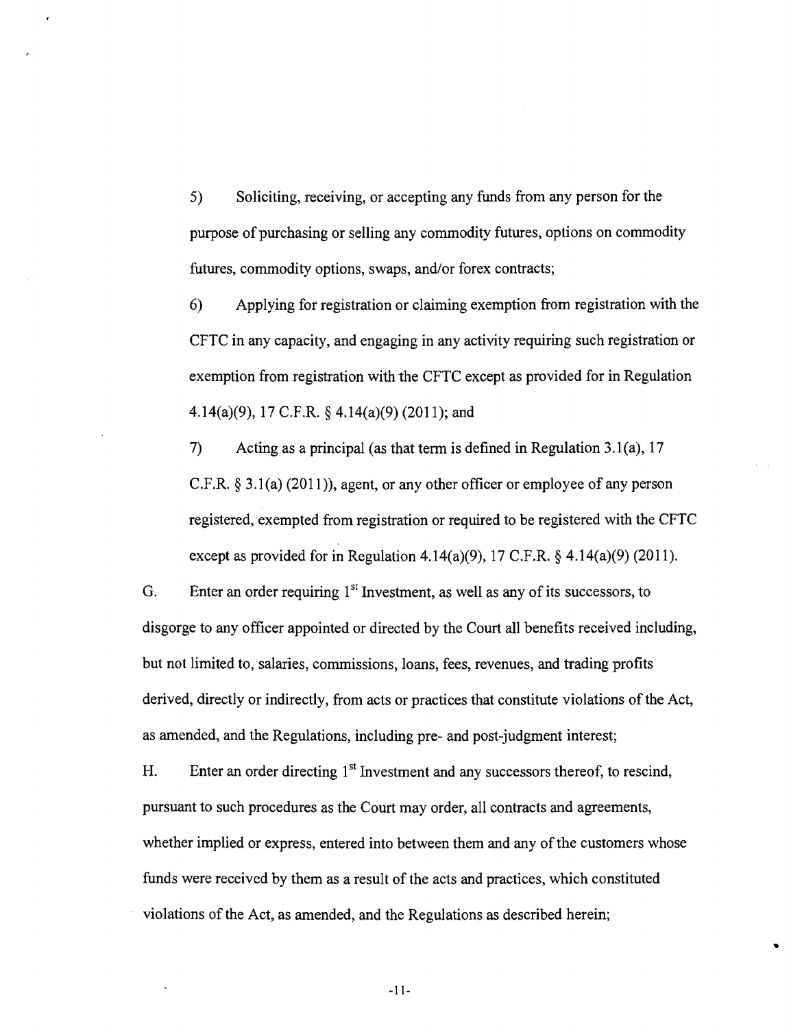5) Soliciting, receiving, or accepting any funds from any person for the purpose of purchasing or selling any commodity futures, options on commodity futures, commodity options, swaps, and/or forex contracts;

6) Applying for registration or claiming exemption from registration with the CFTC in any capacity, and engaging in any activity requiring such registration or exemption from registration with the CFTC except as provided for in Regulation 4.14(a)(9), 17 C.F.R. § 4.14(a)(9) (2011); and

7) Acting as a principal (as that term is defined in Regulation 3.1(a), 17 C.F.R. § 3.1(a) (2011)), agent, or any other officer or employee of any person registered, exempted from registration or required to be registered with the CFTC except as provided for in Regulation 4.14(a)(9), 17 C.F.R. § 4.14(a)(9) (2011).

G. Enter an order requiring 1st Investment, as well as any of its successors, to disgorge to any officer appointed or directed by the Court all benefits received including, but not limited to, salaries, commissions, loans, fees, revenues, and trading profits derived, directly or indirectly, from acts or practices that constitute violations of the Act, as amended, and the Regulations, including pre- and post-judgment interest;

H. Enter an order directing 1st Investment and any successors thereof, to rescind, pursuant to such procedures as the Court may order, all contracts and agreements, whether implied or express, entered into between them and any of the customers whose funds were received by them as a result of the acts and practices, which constituted violations of the Act, as amended, and the Regulations as described herein;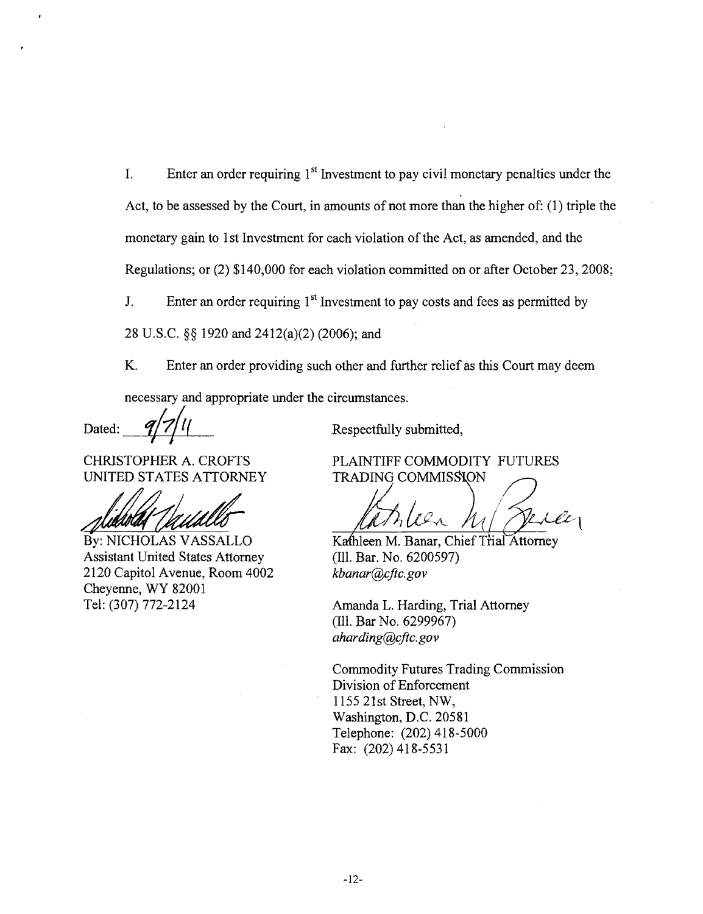I. Enter an order requiring 1st Investment to pay civil monetary penalties under the Act, to be assessed by the Court, in amounts of not more than the higher of: (1) triple the monetary gain to 1st Investment for each violation of the Act, as amended, and the Regulations; or (2) $140,000 for each violation committed on or after October 23, 2008;

J. Enter an order requiring 1st Investment to pay costs and fees as permitted by 28 U.S.C. §§ 1920 and 2412(a)(2) (2006); and

K. Enter an order providing such other and further relief as this Court may deem necessary and appropriate under the circumstances.

Dated: 9/7/11

Respectfully submitted,

CHRISTOPHER A. CROFTS
UNITED STATES ATTORNEY

By: NICHOLAS VASSALLO
Assistant United States Attorney
2120 Capitol Avenue, Room 4002
Cheyenne, WY 82001
Tel: (307) 772-2124

PLAINTIFF COMMODITY FUTURES TRADING COMMISSION

Kathleen M. Banar, Chief Trial Attorney
(Ill. Bar. No. 6200597)
*kbanar@cftc.gov*

Amanda L. Harding, Trial Attorney
(Ill. Bar No. 6299967)
*aharding@cftc.gov*

Commodity Futures Trading Commission
Division of Enforcement
1155 21st Street, NW,
Washington, D.C. 20581
Telephone: (202) 418-5000
Fax: (202) 418-5531